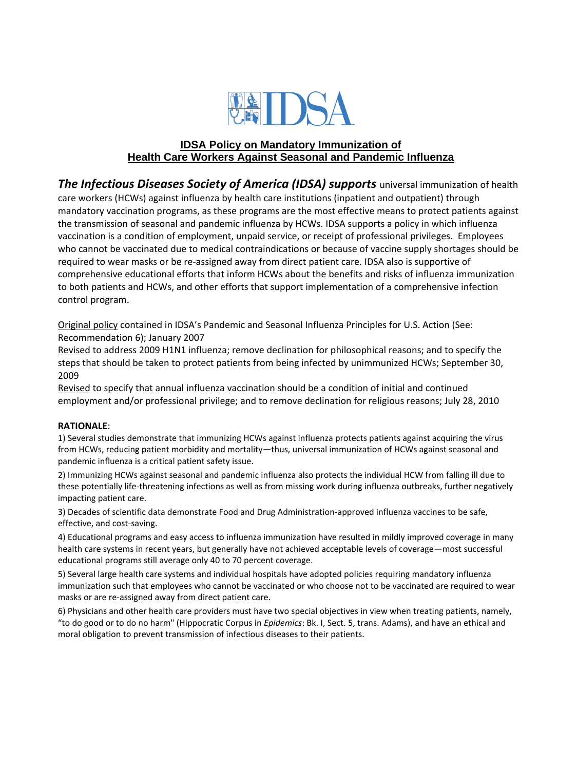IDSA

## IDSA Policy on Mandatory Immunization of Health Care Workers Against Seasonal and Pandemic Influenza

***The Infectious Diseases Society of America (IDSA) supports*** universal immunization of health care workers (HCWs) against influenza by health care institutions (inpatient and outpatient) through mandatory vaccination programs, as these programs are the most effective means to protect patients against the transmission of seasonal and pandemic influenza by HCWs. IDSA supports a policy in which influenza vaccination is a condition of employment, unpaid service, or receipt of professional privileges. Employees who cannot be vaccinated due to medical contraindications or because of vaccine supply shortages should be required to wear masks or be re-assigned away from direct patient care. IDSA also is supportive of comprehensive educational efforts that inform HCWs about the benefits and risks of influenza immunization to both patients and HCWs, and other efforts that support implementation of a comprehensive infection control program.

Original policy contained in IDSA's Pandemic and Seasonal Influenza Principles for U.S. Action (See: Recommendation 6); January 2007

Revised to address 2009 H1N1 influenza; remove declination for philosophical reasons; and to specify the steps that should be taken to protect patients from being infected by unimmunized HCWs; September 30, 2009

Revised to specify that annual influenza vaccination should be a condition of initial and continued employment and/or professional privilege; and to remove declination for religious reasons; July 28, 2010

**RATIONALE**:

1) Several studies demonstrate that immunizing HCWs against influenza protects patients against acquiring the virus from HCWs, reducing patient morbidity and mortality—thus, universal immunization of HCWs against seasonal and pandemic influenza is a critical patient safety issue.

2) Immunizing HCWs against seasonal and pandemic influenza also protects the individual HCW from falling ill due to these potentially life-threatening infections as well as from missing work during influenza outbreaks, further negatively impacting patient care.

3) Decades of scientific data demonstrate Food and Drug Administration-approved influenza vaccines to be safe, effective, and cost-saving.

4) Educational programs and easy access to influenza immunization have resulted in mildly improved coverage in many health care systems in recent years, but generally have not achieved acceptable levels of coverage—most successful educational programs still average only 40 to 70 percent coverage.

5) Several large health care systems and individual hospitals have adopted policies requiring mandatory influenza immunization such that employees who cannot be vaccinated or who choose not to be vaccinated are required to wear masks or are re-assigned away from direct patient care.

6) Physicians and other health care providers must have two special objectives in view when treating patients, namely, "to do good or to do no harm" (Hippocratic Corpus in *Epidemics*: Bk. I, Sect. 5, trans. Adams), and have an ethical and moral obligation to prevent transmission of infectious diseases to their patients.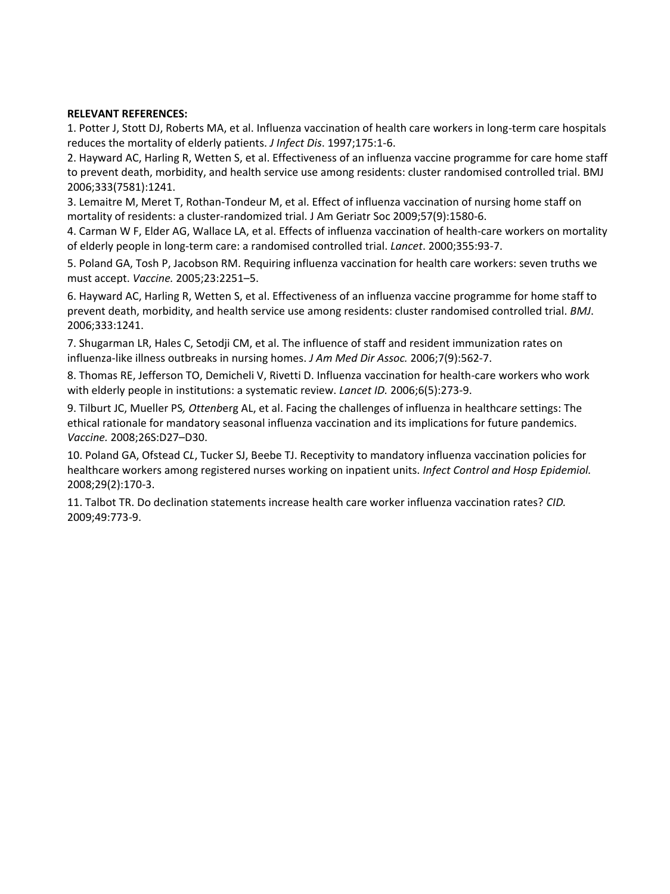**RELEVANT REFERENCES:**

1. Potter J, Stott DJ, Roberts MA, et al. Influenza vaccination of health care workers in long-term care hospitals reduces the mortality of elderly patients. *J Infect Dis*. 1997;175:1-6.
2. Hayward AC, Harling R, Wetten S, et al. Effectiveness of an influenza vaccine programme for care home staff to prevent death, morbidity, and health service use among residents: cluster randomised controlled trial. BMJ 2006;333(7581):1241.
3. Lemaitre M, Meret T, Rothan-Tondeur M, et al. Effect of influenza vaccination of nursing home staff on mortality of residents: a cluster-randomized trial. J Am Geriatr Soc 2009;57(9):1580-6.
4. Carman W F, Elder AG, Wallace LA, et al. Effects of influenza vaccination of health-care workers on mortality of elderly people in long-term care: a randomised controlled trial. *Lancet*. 2000;355:93-7.
5. Poland GA, Tosh P, Jacobson RM. Requiring influenza vaccination for health care workers: seven truths we must accept. *Vaccine.* 2005;23:2251–5.
6. Hayward AC, Harling R, Wetten S, et al. Effectiveness of an influenza vaccine programme for home staff to prevent death, morbidity, and health service use among residents: cluster randomised controlled trial. *BMJ*. 2006;333:1241.
7. Shugarman LR, Hales C, Setodji CM, et al. The influence of staff and resident immunization rates on influenza-like illness outbreaks in nursing homes. *J Am Med Dir Assoc.* 2006;7(9):562-7.
8. Thomas RE, Jefferson TO, Demicheli V, Rivetti D. Influenza vaccination for health-care workers who work with elderly people in institutions: a systematic review. *Lancet ID.* 2006;6(5):273-9.
9. Tilburt JC, Mueller PS*, Ottenb*erg AL, et al. Facing the challenges of influenza in healthcar*e* settings: The ethical rationale for mandatory seasonal influenza vaccination and its implications for future pandemics. *Vaccine.* 2008;26S:D27–D30.
10. Poland GA, Ofstead C*L*, Tucker SJ, Beebe TJ. Receptivity to mandatory influenza vaccination policies for healthcare workers among registered nurses working on inpatient units. *Infect Control and Hosp Epidemiol.* 2008;29(2):170-3.
11. Talbot TR. Do declination statements increase health care worker influenza vaccination rates? *CID.* 2009;49:773-9.